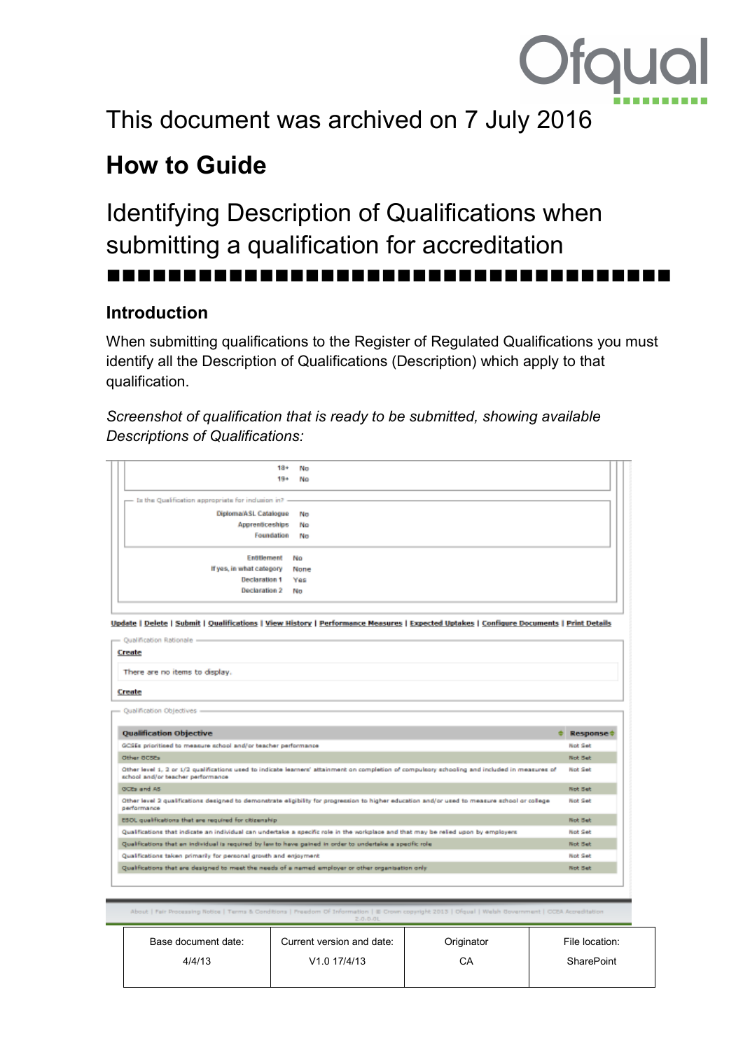This document was archived on 7 July 2016

# How to Guide

## Identifying Description of Qualifications when submitting a qualification for accreditation

### Introduction

When submitting qualifications to the Register of Regulated Qualifications you must identify all the Description of Qualifications (Description) which apply to that qualification.

*Screenshot of qualification that is ready to be submitted, showing available Descriptions of Qualifications:*

18+ No
19+ No

Is the Qualification appropriate for inclusion in?

Diploma/ASL Catalogue No
Apprenticeships No
Foundation No

Entitlement No
If yes, in what category None
Declaration 1 Yes
Declaration 2 No

Update | Delete | Submit | Qualifications | View History | Performance Measures | Expected Uptakes | Configure Documents | Print Details

Qualification Rationale

Create

There are no items to display.

Create

Qualification Objectives

| Qualification Objective | Response |
|---|---|
| GCSEs prioritised to measure school and/or teacher performance | Not Set |
| Other GCSEs | Not Set |
| Other level 1, 2 or 1/2 qualifications used to indicate learners' attainment on completion of compulsory schooling and included in measures of school and/or teacher performance | Not Set |
| GCEs and AS | Not Set |
| Other level 3 qualifications designed to demonstrate eligibility for progression to higher education and/or used to measure school or college performance | Not Set |
| ESOL qualifications that are required for citizenship | Not Set |
| Qualifications that indicate an individual can undertake a specific role in the workplace and that may be relied upon by employers | Not Set |
| Qualifications that an individual is required by law to have gained in order to undertake a specific role | Not Set |
| Qualifications taken primarily for personal growth and enjoyment | Not Set |
| Qualifications that are designed to meet the needs of a named employer or other organisation only | Not Set |

About | Fair Processing Notice | Terms & Conditions | Freedom Of Information | © Crown copyright 2013 | Ofqual | Welsh Government | CCEA Accreditation
2.0.0.0L

| Base document date: | Current version and date: | Originator | File location: |
|---|---|---|---|
| 4/4/13 | V1.0 17/4/13 | CA | SharePoint |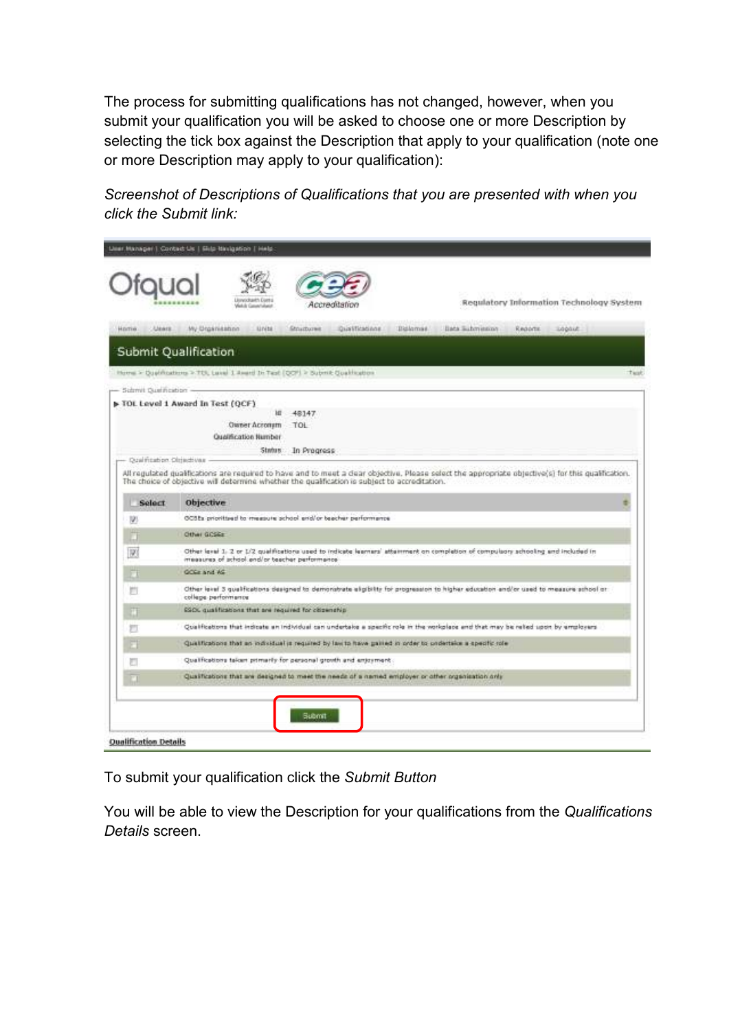The process for submitting qualifications has not changed, however, when you submit your qualification you will be asked to choose one or more Description by selecting the tick box against the Description that apply to your qualification (note one or more Description may apply to your qualification):

*Screenshot of Descriptions of Qualifications that you are presented with when you click the Submit link:*

To submit your qualification click the *Submit Button*

You will be able to view the Description for your qualifications from the *Qualifications Details* screen.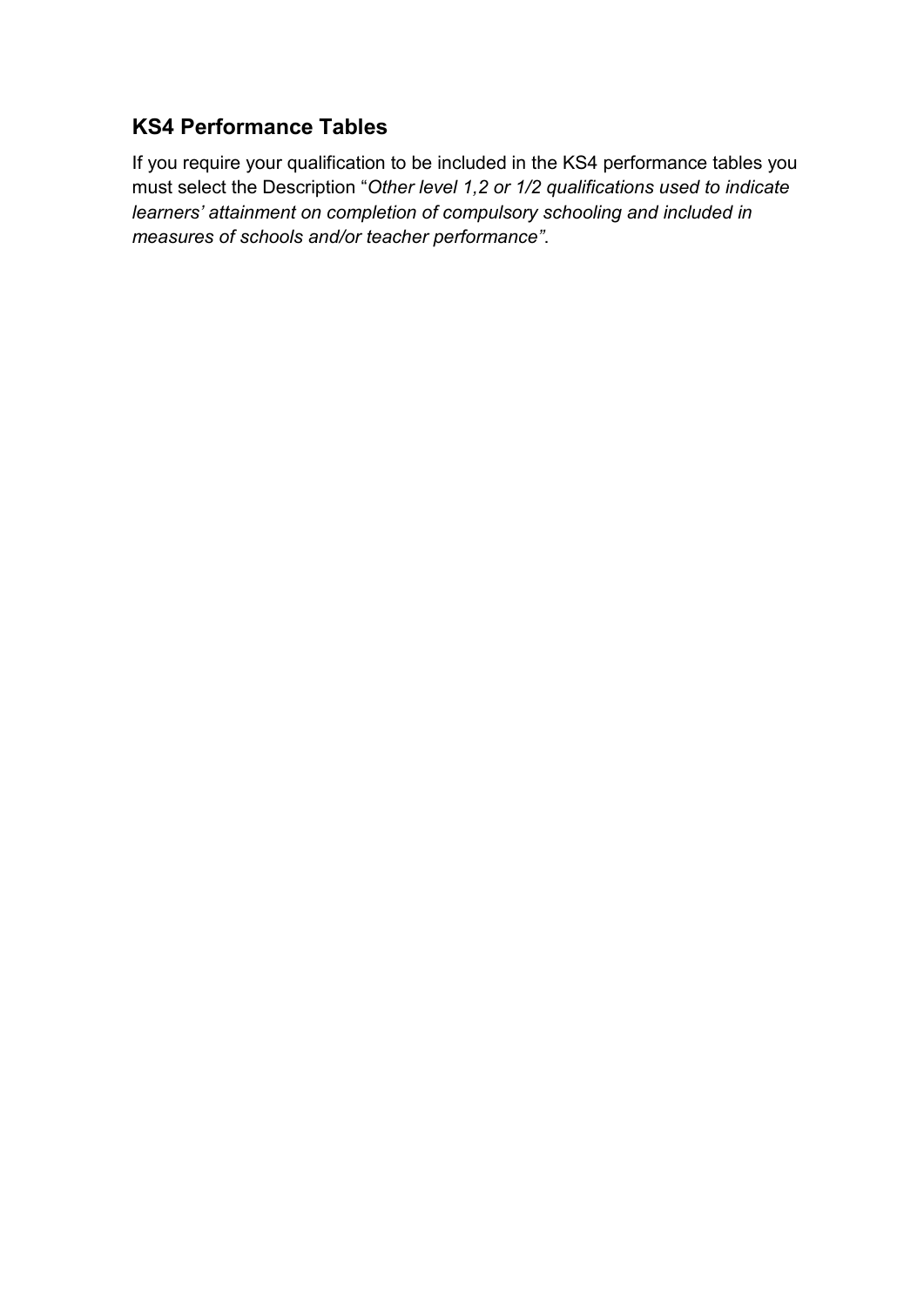## KS4 Performance Tables

If you require your qualification to be included in the KS4 performance tables you must select the Description "*Other level 1,2 or 1/2 qualifications used to indicate learners' attainment on completion of compulsory schooling and included in measures of schools and/or teacher performance"*.